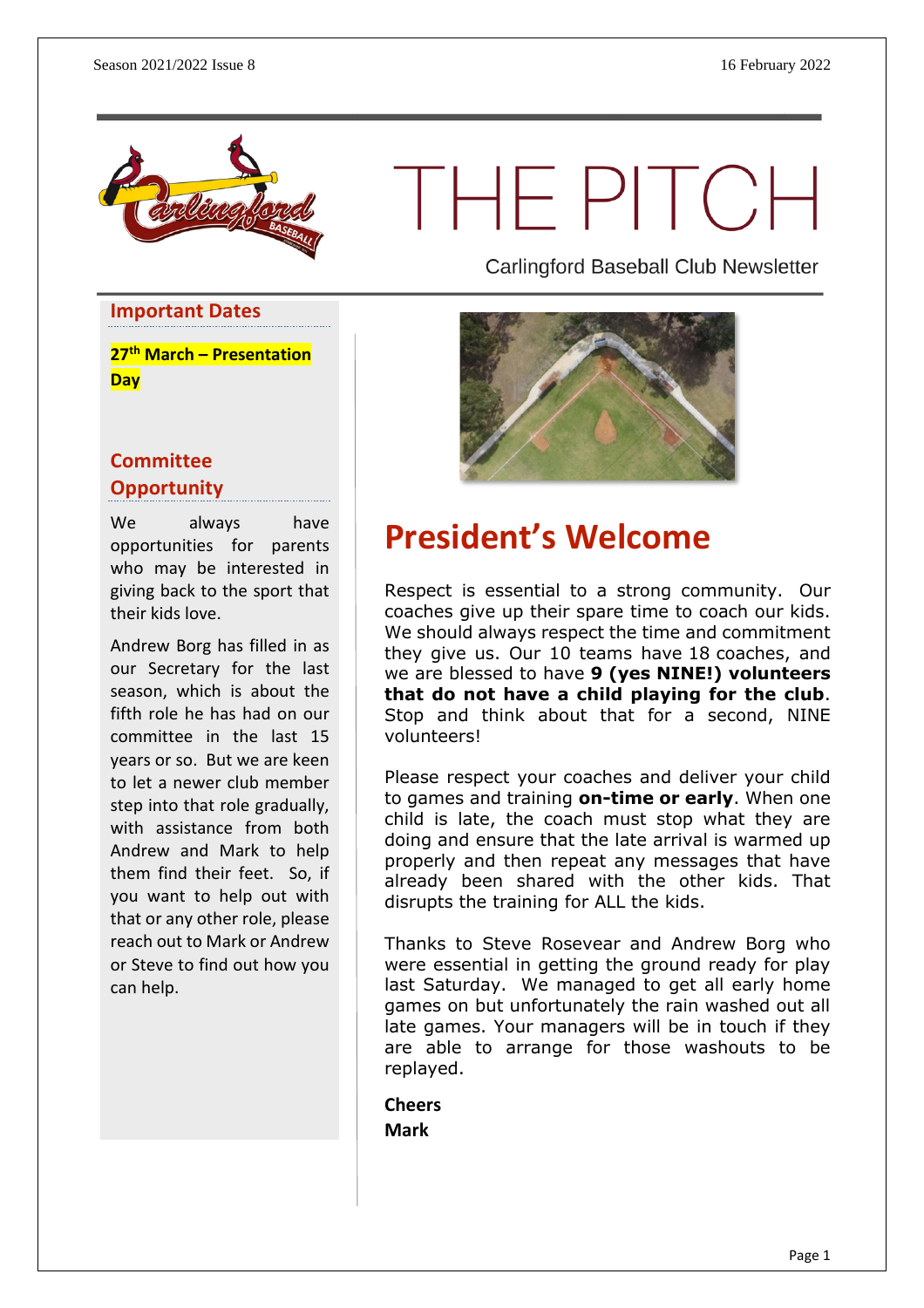# THE PITCH

Carlingford Baseball Club Newsletter

## Important Dates

**27th March – Presentation Day**

## Committee Opportunity

We always have opportunities for parents who may be interested in giving back to the sport that their kids love.

Andrew Borg has filled in as our Secretary for the last season, which is about the fifth role he has had on our committee in the last 15 years or so. But we are keen to let a newer club member step into that role gradually, with assistance from both Andrew and Mark to help them find their feet. So, if you want to help out with that or any other role, please reach out to Mark or Andrew or Steve to find out how you can help.

## President's Welcome

Respect is essential to a strong community. Our coaches give up their spare time to coach our kids. We should always respect the time and commitment they give us. Our 10 teams have 18 coaches, and we are blessed to have **9 (yes NINE!) volunteers that do not have a child playing for the club**. Stop and think about that for a second, NINE volunteers!

Please respect your coaches and deliver your child to games and training **on-time or early**. When one child is late, the coach must stop what they are doing and ensure that the late arrival is warmed up properly and then repeat any messages that have already been shared with the other kids. That disrupts the training for ALL the kids.

Thanks to Steve Rosevear and Andrew Borg who were essential in getting the ground ready for play last Saturday. We managed to get all early home games on but unfortunately the rain washed out all late games. Your managers will be in touch if they are able to arrange for those washouts to be replayed.

**Cheers**
**Mark**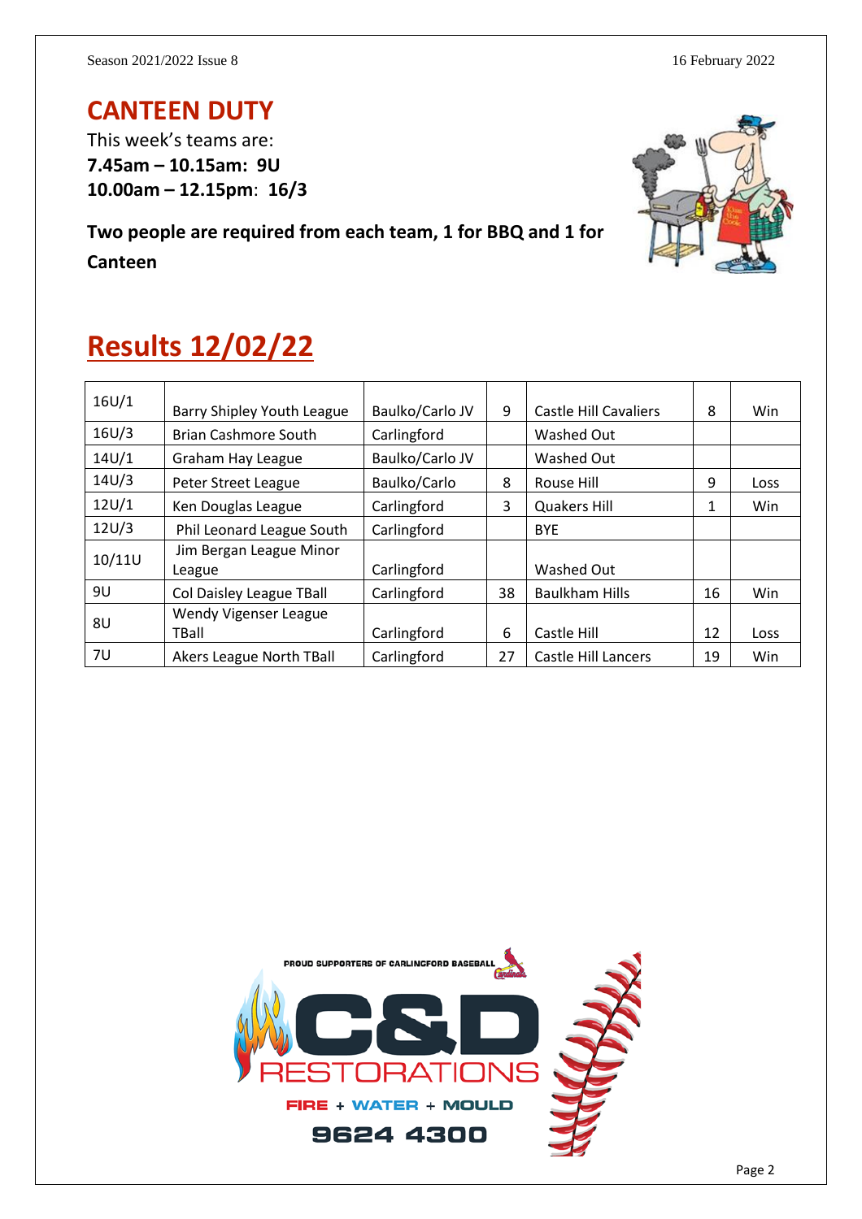## CANTEEN DUTY

This week's teams are:

**7.45am – 10.15am: 9U**

**10.00am – 12.15pm: 16/3**

**Two people are required from each team, 1 for BBQ and 1 for Canteen**

# Results 12/02/22

| 16U/1 | Barry Shipley Youth League | Baulko/Carlo JV | 9 | Castle Hill Cavaliers | 8 | Win |
|---|---|---|---|---|---|---|
| 16U/3 | Brian Cashmore South | Carlingford | | Washed Out | | |
| 14U/1 | Graham Hay League | Baulko/Carlo JV | | Washed Out | | |
| 14U/3 | Peter Street League | Baulko/Carlo | 8 | Rouse Hill | 9 | Loss |
| 12U/1 | Ken Douglas League | Carlingford | 3 | Quakers Hill | 1 | Win |
| 12U/3 | Phil Leonard League South | Carlingford | | BYE | | |
| 10/11U | Jim Bergan League Minor League | Carlingford | | Washed Out | | |
| 9U | Col Daisley League TBall | Carlingford | 38 | Baulkham Hills | 16 | Win |
| 8U | Wendy Vigenser League TBall | Carlingford | 6 | Castle Hill | 12 | Loss |
| 7U | Akers League North TBall | Carlingford | 27 | Castle Hill Lancers | 19 | Win |

PROUD SUPPORTERS OF CARLINGFORD BASEBALL

C&D RESTORATIONS

FIRE + WATER + MOULD

9624 4300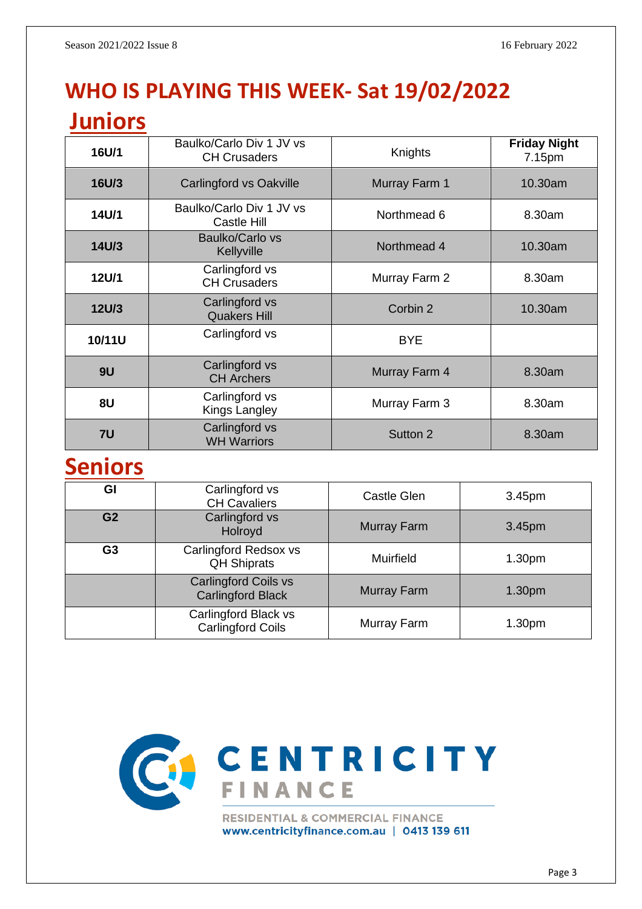# WHO IS PLAYING THIS WEEK- Sat 19/02/2022

## Juniors

| 16U/1 | Baulko/Carlo Div 1 JV vs CH Crusaders | Knights | **Friday Night** 7.15pm |
|---|---|---|---|
| **16U/3** | Carlingford vs Oakville | Murray Farm 1 | 10.30am |
| **14U/1** | Baulko/Carlo Div 1 JV vs Castle Hill | Northmead 6 | 8.30am |
| **14U/3** | Baulko/Carlo vs Kellyville | Northmead 4 | 10.30am |
| **12U/1** | Carlingford vs CH Crusaders | Murray Farm 2 | 8.30am |
| **12U/3** | Carlingford vs Quakers Hill | Corbin 2 | 10.30am |
| **10/11U** | Carlingford vs | BYE | |
| **9U** | Carlingford vs CH Archers | Murray Farm 4 | 8.30am |
| **8U** | Carlingford vs Kings Langley | Murray Farm 3 | 8.30am |
| **7U** | Carlingford vs WH Warriors | Sutton 2 | 8.30am |

## Seniors

| GI | Carlingford vs CH Cavaliers | Castle Glen | 3.45pm |
|---|---|---|---|
| **G2** | Carlingford vs Holroyd | Murray Farm | 3.45pm |
| **G3** | Carlingford Redsox vs QH Shiprats | Muirfield | 1.30pm |
| | Carlingford Coils vs Carlingford Black | Murray Farm | 1.30pm |
| | Carlingford Black vs Carlingford Coils | Murray Farm | 1.30pm |

CENTRICITY FINANCE

RESIDENTIAL & COMMERCIAL FINANCE
www.centricityfinance.com.au | 0413 139 611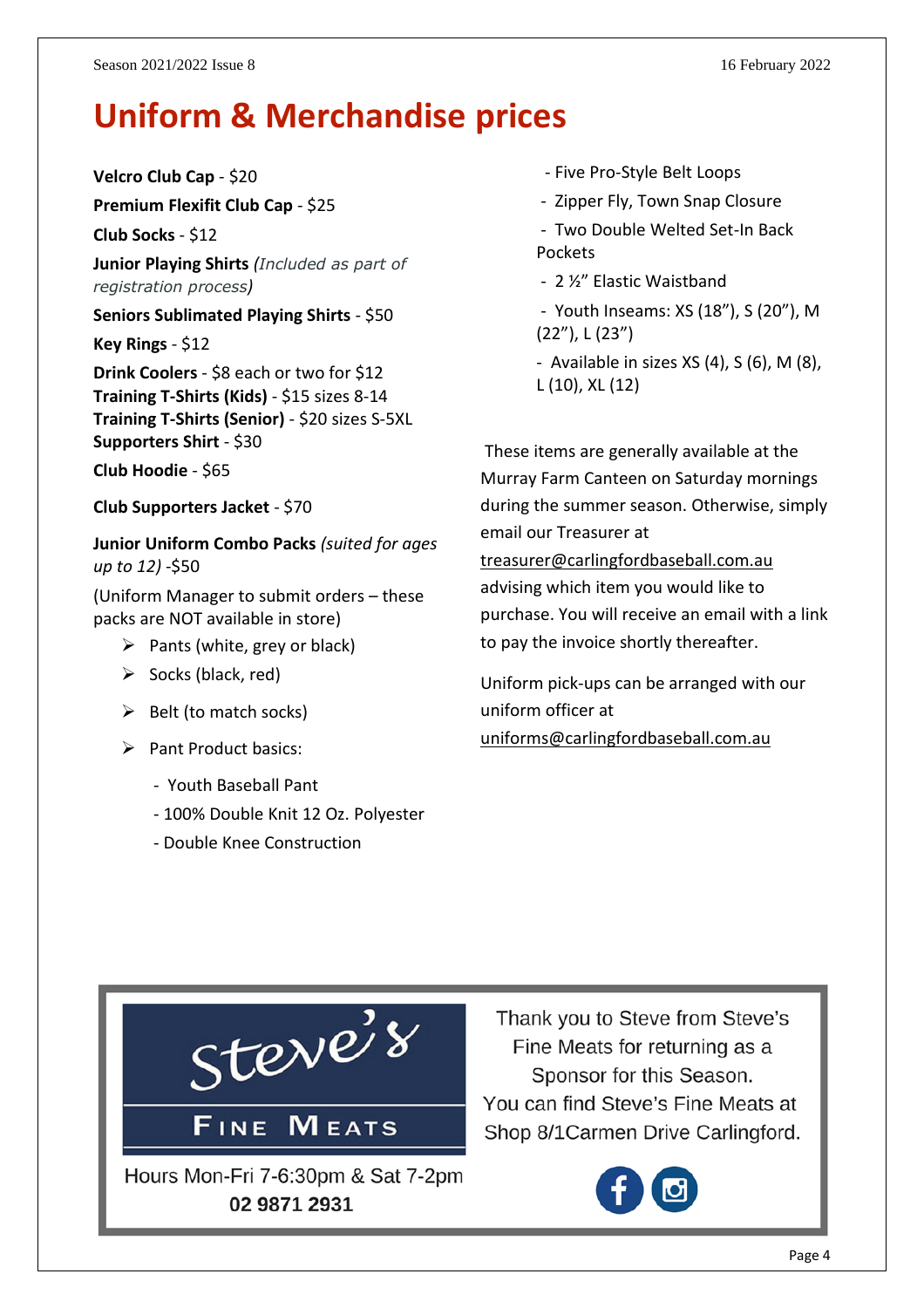# Uniform & Merchandise prices

**Velcro Club Cap** - $20

**Premium Flexifit Club Cap** - $25

**Club Socks** - $12

**Junior Playing Shirts** *(Included as part of registration process)*

**Seniors Sublimated Playing Shirts** - $50

**Key Rings** - $12

**Drink Coolers** - $8 each or two for $12
**Training T-Shirts (Kids)** - $15 sizes 8-14
**Training T-Shirts (Senior)** - $20 sizes S-5XL
**Supporters Shirt** - $30

**Club Hoodie** - $65

**Club Supporters Jacket** - $70

**Junior Uniform Combo Packs** *(suited for ages up to 12)* -$50

(Uniform Manager to submit orders – these packs are NOT available in store)

- Pants (white, grey or black)
- Socks (black, red)
- Belt (to match socks)
- Pant Product basics:
  - Youth Baseball Pant
  - 100% Double Knit 12 Oz. Polyester
  - Double Knee Construction
  - Five Pro-Style Belt Loops
  - Zipper Fly, Town Snap Closure
  - Two Double Welted Set-In Back Pockets
  - 2 ½" Elastic Waistband
  - Youth Inseams: XS (18"), S (20"), M (22"), L (23")
  - Available in sizes XS (4), S (6), M (8), L (10), XL (12)

These items are generally available at the Murray Farm Canteen on Saturday mornings during the summer season. Otherwise, simply email our Treasurer at treasurer@carlingfordbaseball.com.au advising which item you would like to purchase. You will receive an email with a link to pay the invoice shortly thereafter.

Uniform pick-ups can be arranged with our uniform officer at uniforms@carlingfordbaseball.com.au

Steve's FINE MEATS

Hours Mon-Fri 7-6:30pm & Sat 7-2pm
**02 9871 2931**

Thank you to Steve from Steve's Fine Meats for returning as a Sponsor for this Season.
You can find Steve's Fine Meats at Shop 8/1Carmen Drive Carlingford.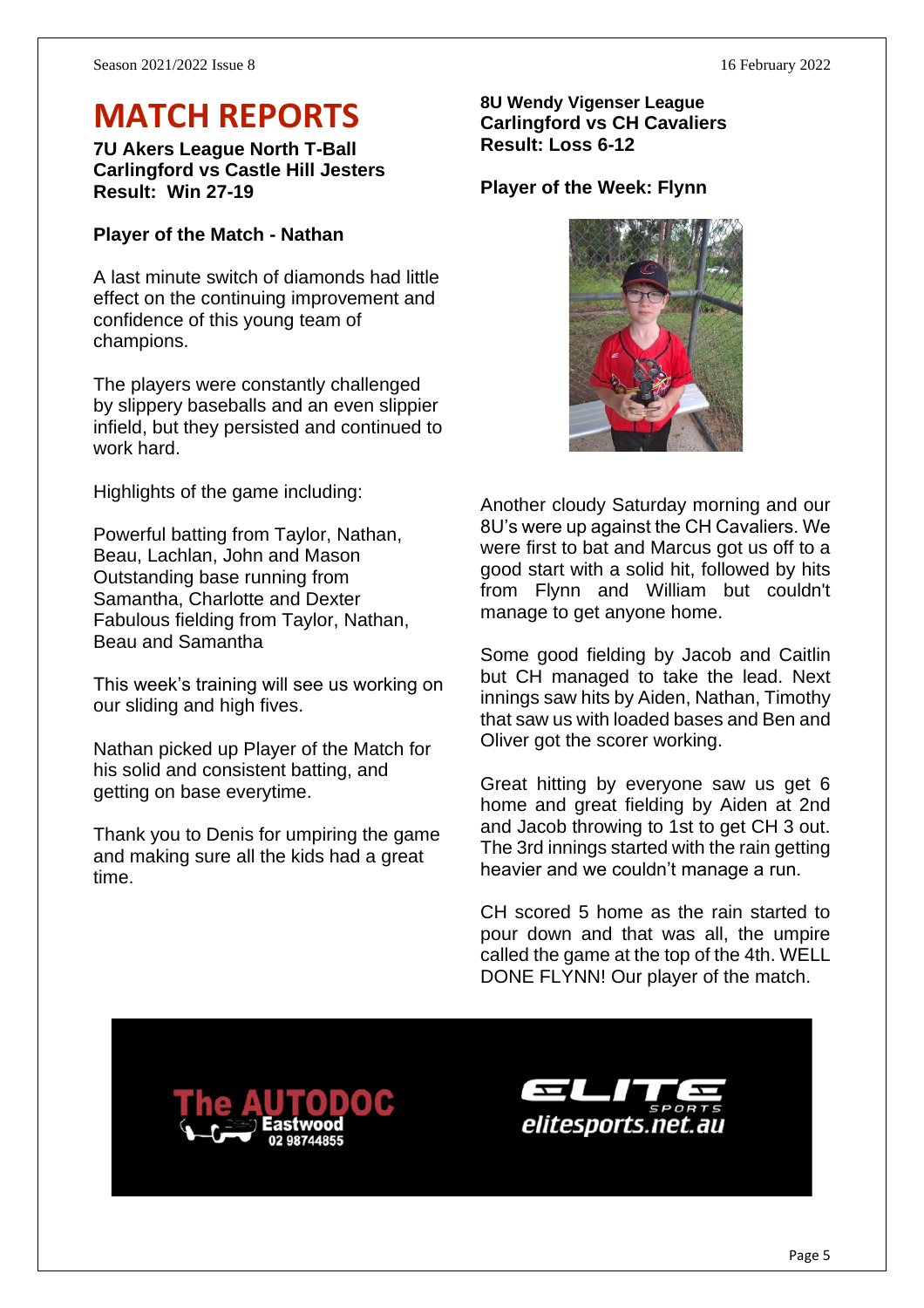# MATCH REPORTS

**7U Akers League North T-Ball**
**Carlingford vs Castle Hill Jesters**
**Result: Win 27-19**

**Player of the Match - Nathan**

A last minute switch of diamonds had little effect on the continuing improvement and confidence of this young team of champions.

The players were constantly challenged by slippery baseballs and an even slippier infield, but they persisted and continued to work hard.

Highlights of the game including:

Powerful batting from Taylor, Nathan, Beau, Lachlan, John and Mason
Outstanding base running from Samantha, Charlotte and Dexter
Fabulous fielding from Taylor, Nathan, Beau and Samantha

This week's training will see us working on our sliding and high fives.

Nathan picked up Player of the Match for his solid and consistent batting, and getting on base everytime.

Thank you to Denis for umpiring the game and making sure all the kids had a great time.

**8U Wendy Vigenser League**
**Carlingford vs CH Cavaliers**
**Result: Loss 6-12**

**Player of the Week: Flynn**

Another cloudy Saturday morning and our 8U's were up against the CH Cavaliers. We were first to bat and Marcus got us off to a good start with a solid hit, followed by hits from Flynn and William but couldn't manage to get anyone home.

Some good fielding by Jacob and Caitlin but CH managed to take the lead. Next innings saw hits by Aiden, Nathan, Timothy that saw us with loaded bases and Ben and Oliver got the scorer working.

Great hitting by everyone saw us get 6 home and great fielding by Aiden at 2nd and Jacob throwing to 1st to get CH 3 out. The 3rd innings started with the rain getting heavier and we couldn't manage a run.

CH scored 5 home as the rain started to pour down and that was all, the umpire called the game at the top of the 4th. WELL DONE FLYNN! Our player of the match.

The AUTODOC Eastwood 02 98744855

ELITE SPORTS elitesports.net.au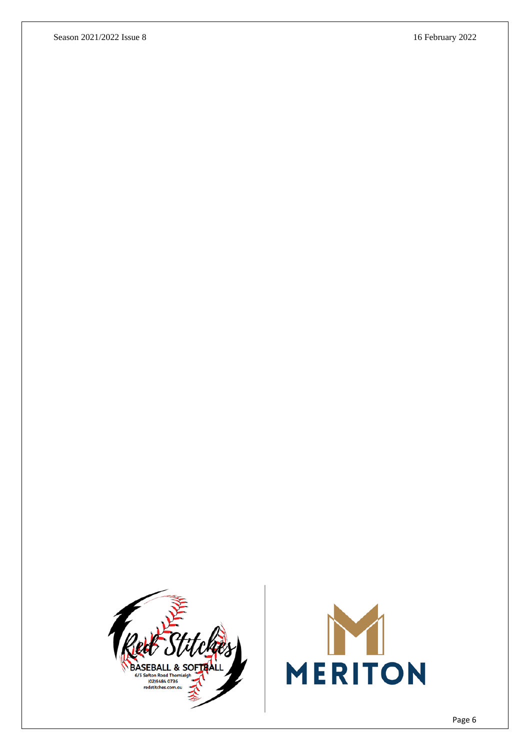Red Stitches

BASEBALL & SOFTBALL

6/5 Sefton Road Thornleigh

(02)9484 0736

redstitches.com.au

MERITON